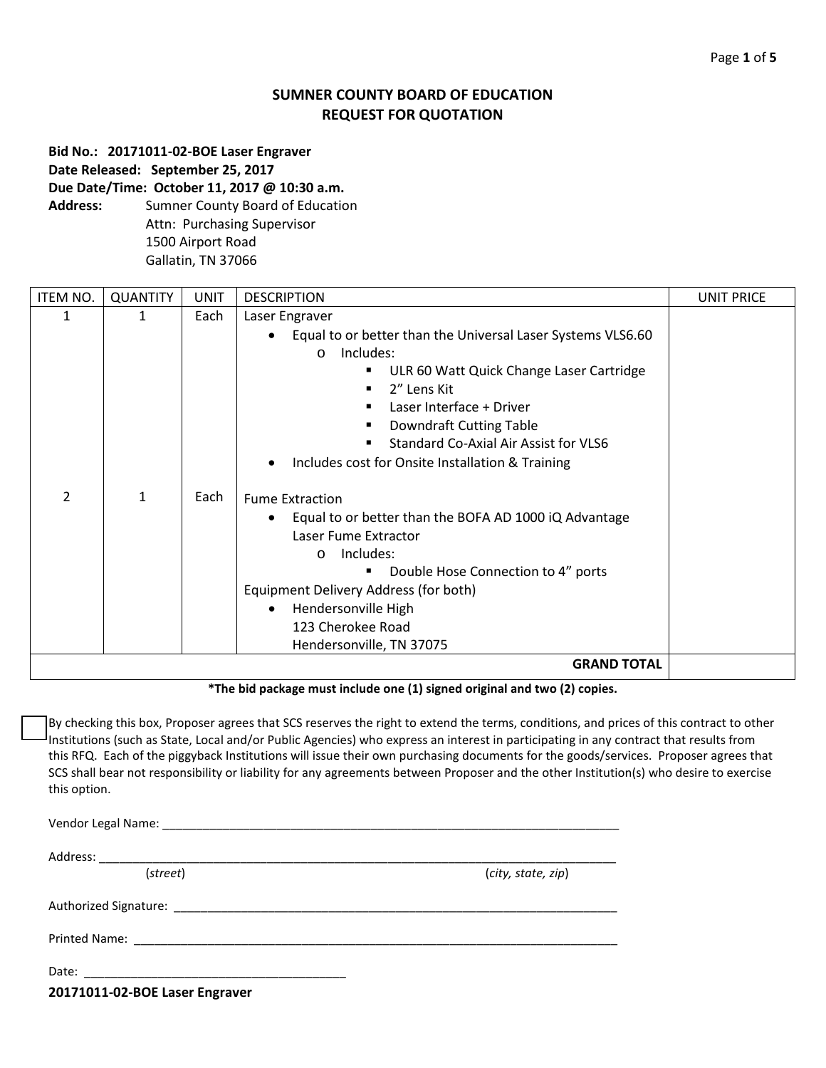# SUMNER COUNTY BOARD OF EDUCATION
## REQUEST FOR QUOTATION

**Bid No.: 20171011-02-BOE Laser Engraver**
**Date Released: September 25, 2017**
**Due Date/Time: October 11, 2017 @ 10:30 a.m.**
**Address:** Sumner County Board of Education
Attn: Purchasing Supervisor
1500 Airport Road
Gallatin, TN 37066

| ITEM NO. | QUANTITY | UNIT | DESCRIPTION | UNIT PRICE |
|---|---|---|---|---|
| 1 | 1 | Each | Laser Engraver<br>• Equal to or better than the Universal Laser Systems VLS6.60<br>  o Includes:<br>    ▪ ULR 60 Watt Quick Change Laser Cartridge<br>    ▪ 2" Lens Kit<br>    ▪ Laser Interface + Driver<br>    ▪ Downdraft Cutting Table<br>    ▪ Standard Co-Axial Air Assist for VLS6<br>• Includes cost for Onsite Installation & Training | |
| 2 | 1 | Each | Fume Extraction<br>• Equal to or better than the BOFA AD 1000 iQ Advantage Laser Fume Extractor<br>  o Includes:<br>    ▪ Double Hose Connection to 4" ports<br>Equipment Delivery Address (for both)<br>• Hendersonville High<br>  123 Cherokee Road<br>  Hendersonville, TN 37075 | |
| | | | **GRAND TOTAL** | |

**\*The bid package must include one (1) signed original and two (2) copies.**

☐ By checking this box, Proposer agrees that SCS reserves the right to extend the terms, conditions, and prices of this contract to other Institutions (such as State, Local and/or Public Agencies) who express an interest in participating in any contract that results from this RFQ. Each of the piggyback Institutions will issue their own purchasing documents for the goods/services. Proposer agrees that SCS shall bear not responsibility or liability for any agreements between Proposer and the other Institution(s) who desire to exercise this option.

Vendor Legal Name: ______________________________________________

Address: ______________________________________________
(*street*) (*city, state, zip*)

Authorized Signature: ______________________________________________

Printed Name: ______________________________________________

Date: ______________________________

**20171011-02-BOE Laser Engraver**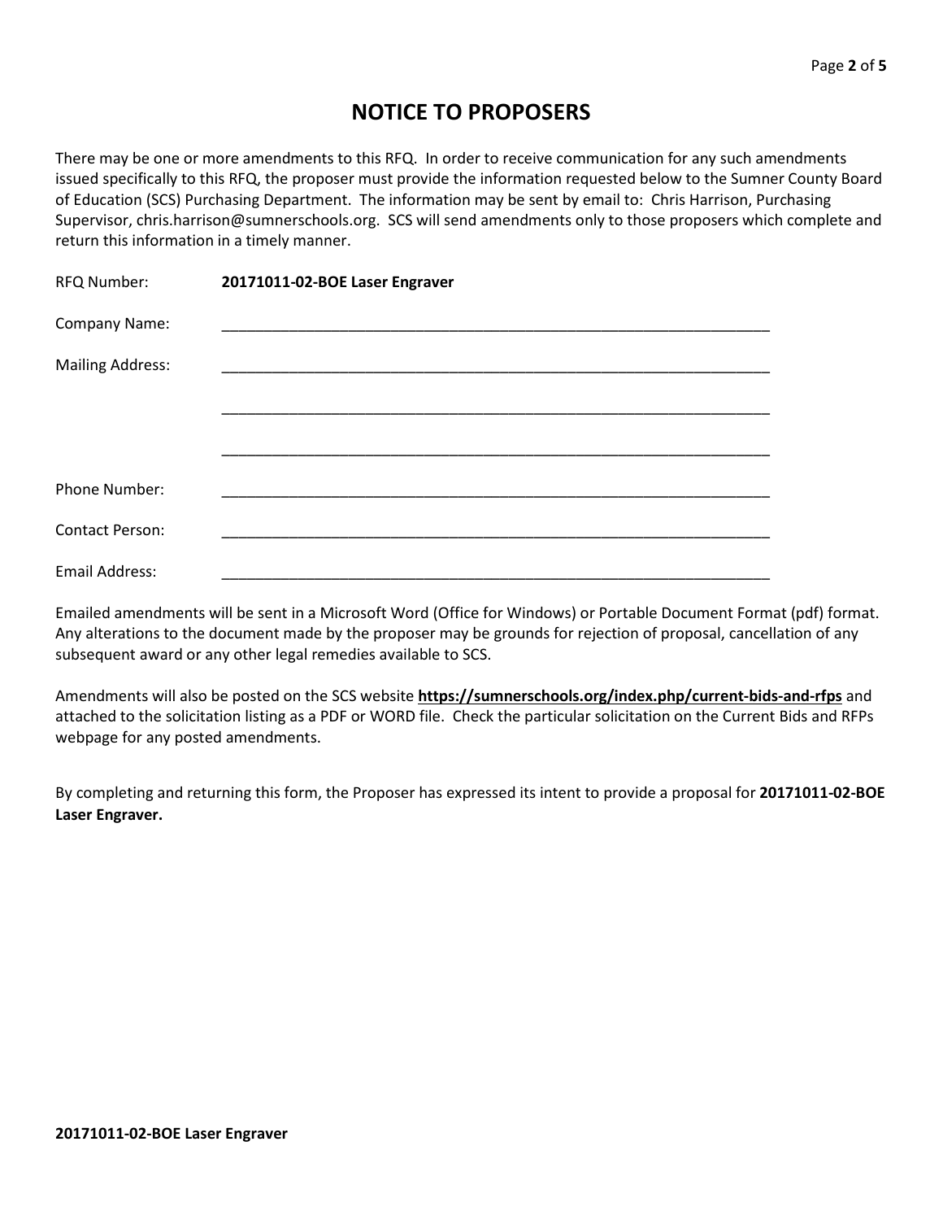# NOTICE TO PROPOSERS

There may be one or more amendments to this RFQ. In order to receive communication for any such amendments issued specifically to this RFQ, the proposer must provide the information requested below to the Sumner County Board of Education (SCS) Purchasing Department. The information may be sent by email to: Chris Harrison, Purchasing Supervisor, chris.harrison@sumnerschools.org. SCS will send amendments only to those proposers which complete and return this information in a timely manner.

RFQ Number: **20171011-02-BOE Laser Engraver**

Company Name: ____________________________________________________________

Mailing Address: ____________________________________________________________

____________________________________________________________

____________________________________________________________

Phone Number: ____________________________________________________________

Contact Person: ____________________________________________________________

Email Address: ____________________________________________________________

Emailed amendments will be sent in a Microsoft Word (Office for Windows) or Portable Document Format (pdf) format. Any alterations to the document made by the proposer may be grounds for rejection of proposal, cancellation of any subsequent award or any other legal remedies available to SCS.

Amendments will also be posted on the SCS website **https://sumnerschools.org/index.php/current-bids-and-rfps** and attached to the solicitation listing as a PDF or WORD file. Check the particular solicitation on the Current Bids and RFPs webpage for any posted amendments.

By completing and returning this form, the Proposer has expressed its intent to provide a proposal for **20171011-02-BOE Laser Engraver.**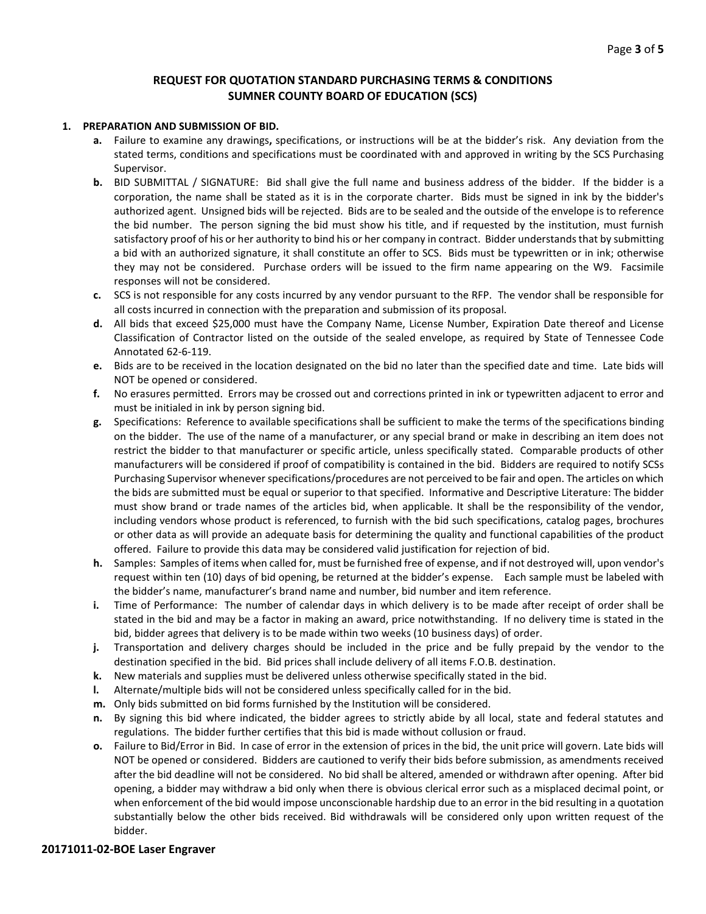## REQUEST FOR QUOTATION STANDARD PURCHASING TERMS & CONDITIONS
## SUMNER COUNTY BOARD OF EDUCATION (SCS)

1. **PREPARATION AND SUBMISSION OF BID.**
   - **a.** Failure to examine any drawings**,** specifications, or instructions will be at the bidder's risk. Any deviation from the stated terms, conditions and specifications must be coordinated with and approved in writing by the SCS Purchasing Supervisor.
   - **b.** BID SUBMITTAL / SIGNATURE: Bid shall give the full name and business address of the bidder. If the bidder is a corporation, the name shall be stated as it is in the corporate charter. Bids must be signed in ink by the bidder's authorized agent. Unsigned bids will be rejected. Bids are to be sealed and the outside of the envelope is to reference the bid number. The person signing the bid must show his title, and if requested by the institution, must furnish satisfactory proof of his or her authority to bind his or her company in contract. Bidder understands that by submitting a bid with an authorized signature, it shall constitute an offer to SCS. Bids must be typewritten or in ink; otherwise they may not be considered. Purchase orders will be issued to the firm name appearing on the W9. Facsimile responses will not be considered.
   - **c.** SCS is not responsible for any costs incurred by any vendor pursuant to the RFP. The vendor shall be responsible for all costs incurred in connection with the preparation and submission of its proposal.
   - **d.** All bids that exceed $25,000 must have the Company Name, License Number, Expiration Date thereof and License Classification of Contractor listed on the outside of the sealed envelope, as required by State of Tennessee Code Annotated 62-6-119.
   - **e.** Bids are to be received in the location designated on the bid no later than the specified date and time. Late bids will NOT be opened or considered.
   - **f.** No erasures permitted. Errors may be crossed out and corrections printed in ink or typewritten adjacent to error and must be initialed in ink by person signing bid.
   - **g.** Specifications: Reference to available specifications shall be sufficient to make the terms of the specifications binding on the bidder. The use of the name of a manufacturer, or any special brand or make in describing an item does not restrict the bidder to that manufacturer or specific article, unless specifically stated. Comparable products of other manufacturers will be considered if proof of compatibility is contained in the bid. Bidders are required to notify SCSs Purchasing Supervisor whenever specifications/procedures are not perceived to be fair and open. The articles on which the bids are submitted must be equal or superior to that specified. Informative and Descriptive Literature: The bidder must show brand or trade names of the articles bid, when applicable. It shall be the responsibility of the vendor, including vendors whose product is referenced, to furnish with the bid such specifications, catalog pages, brochures or other data as will provide an adequate basis for determining the quality and functional capabilities of the product offered. Failure to provide this data may be considered valid justification for rejection of bid.
   - **h.** Samples: Samples of items when called for, must be furnished free of expense, and if not destroyed will, upon vendor's request within ten (10) days of bid opening, be returned at the bidder's expense. Each sample must be labeled with the bidder's name, manufacturer's brand name and number, bid number and item reference.
   - **i.** Time of Performance: The number of calendar days in which delivery is to be made after receipt of order shall be stated in the bid and may be a factor in making an award, price notwithstanding. If no delivery time is stated in the bid, bidder agrees that delivery is to be made within two weeks (10 business days) of order.
   - **j.** Transportation and delivery charges should be included in the price and be fully prepaid by the vendor to the destination specified in the bid. Bid prices shall include delivery of all items F.O.B. destination.
   - **k.** New materials and supplies must be delivered unless otherwise specifically stated in the bid.
   - **l.** Alternate/multiple bids will not be considered unless specifically called for in the bid.
   - **m.** Only bids submitted on bid forms furnished by the Institution will be considered.
   - **n.** By signing this bid where indicated, the bidder agrees to strictly abide by all local, state and federal statutes and regulations. The bidder further certifies that this bid is made without collusion or fraud.
   - **o.** Failure to Bid/Error in Bid. In case of error in the extension of prices in the bid, the unit price will govern. Late bids will NOT be opened or considered. Bidders are cautioned to verify their bids before submission, as amendments received after the bid deadline will not be considered. No bid shall be altered, amended or withdrawn after opening. After bid opening, a bidder may withdraw a bid only when there is obvious clerical error such as a misplaced decimal point, or when enforcement of the bid would impose unconscionable hardship due to an error in the bid resulting in a quotation substantially below the other bids received. Bid withdrawals will be considered only upon written request of the bidder.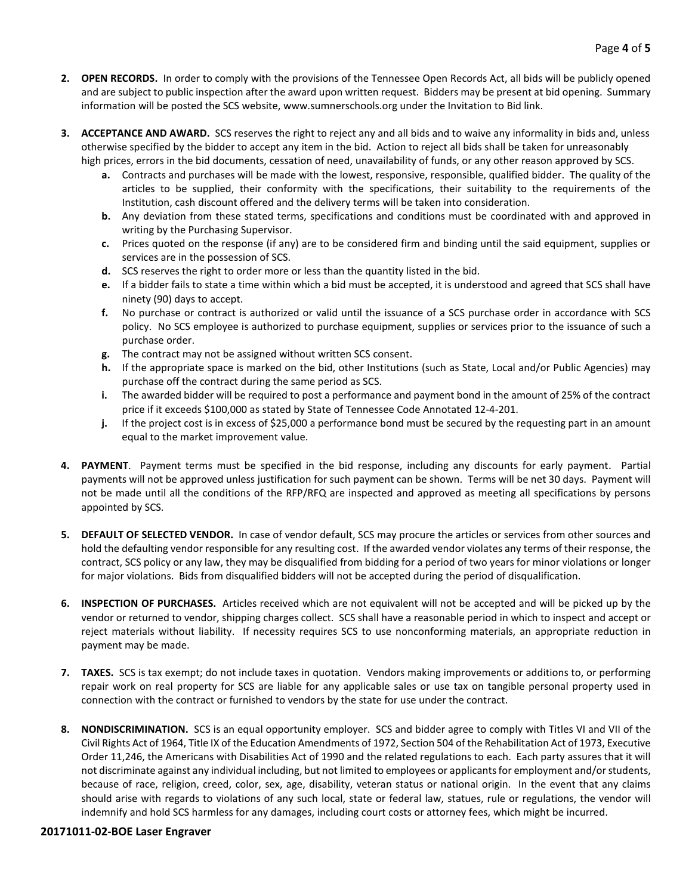2. **OPEN RECORDS.** In order to comply with the provisions of the Tennessee Open Records Act, all bids will be publicly opened and are subject to public inspection after the award upon written request. Bidders may be present at bid opening. Summary information will be posted the SCS website, www.sumnerschools.org under the Invitation to Bid link.

3. **ACCEPTANCE AND AWARD.** SCS reserves the right to reject any and all bids and to waive any informality in bids and, unless otherwise specified by the bidder to accept any item in the bid. Action to reject all bids shall be taken for unreasonably high prices, errors in the bid documents, cessation of need, unavailability of funds, or any other reason approved by SCS.
   - **a.** Contracts and purchases will be made with the lowest, responsive, responsible, qualified bidder. The quality of the articles to be supplied, their conformity with the specifications, their suitability to the requirements of the Institution, cash discount offered and the delivery terms will be taken into consideration.
   - **b.** Any deviation from these stated terms, specifications and conditions must be coordinated with and approved in writing by the Purchasing Supervisor.
   - **c.** Prices quoted on the response (if any) are to be considered firm and binding until the said equipment, supplies or services are in the possession of SCS.
   - **d.** SCS reserves the right to order more or less than the quantity listed in the bid.
   - **e.** If a bidder fails to state a time within which a bid must be accepted, it is understood and agreed that SCS shall have ninety (90) days to accept.
   - **f.** No purchase or contract is authorized or valid until the issuance of a SCS purchase order in accordance with SCS policy. No SCS employee is authorized to purchase equipment, supplies or services prior to the issuance of such a purchase order.
   - **g.** The contract may not be assigned without written SCS consent.
   - **h.** If the appropriate space is marked on the bid, other Institutions (such as State, Local and/or Public Agencies) may purchase off the contract during the same period as SCS.
   - **i.** The awarded bidder will be required to post a performance and payment bond in the amount of 25% of the contract price if it exceeds $100,000 as stated by State of Tennessee Code Annotated 12-4-201.
   - **j.** If the project cost is in excess of $25,000 a performance bond must be secured by the requesting part in an amount equal to the market improvement value.

4. **PAYMENT**. Payment terms must be specified in the bid response, including any discounts for early payment. Partial payments will not be approved unless justification for such payment can be shown. Terms will be net 30 days. Payment will not be made until all the conditions of the RFP/RFQ are inspected and approved as meeting all specifications by persons appointed by SCS.

5. **DEFAULT OF SELECTED VENDOR.** In case of vendor default, SCS may procure the articles or services from other sources and hold the defaulting vendor responsible for any resulting cost. If the awarded vendor violates any terms of their response, the contract, SCS policy or any law, they may be disqualified from bidding for a period of two years for minor violations or longer for major violations. Bids from disqualified bidders will not be accepted during the period of disqualification.

6. **INSPECTION OF PURCHASES.** Articles received which are not equivalent will not be accepted and will be picked up by the vendor or returned to vendor, shipping charges collect. SCS shall have a reasonable period in which to inspect and accept or reject materials without liability. If necessity requires SCS to use nonconforming materials, an appropriate reduction in payment may be made.

7. **TAXES.** SCS is tax exempt; do not include taxes in quotation. Vendors making improvements or additions to, or performing repair work on real property for SCS are liable for any applicable sales or use tax on tangible personal property used in connection with the contract or furnished to vendors by the state for use under the contract.

8. **NONDISCRIMINATION.** SCS is an equal opportunity employer. SCS and bidder agree to comply with Titles VI and VII of the Civil Rights Act of 1964, Title IX of the Education Amendments of 1972, Section 504 of the Rehabilitation Act of 1973, Executive Order 11,246, the Americans with Disabilities Act of 1990 and the related regulations to each. Each party assures that it will not discriminate against any individual including, but not limited to employees or applicants for employment and/or students, because of race, religion, creed, color, sex, age, disability, veteran status or national origin. In the event that any claims should arise with regards to violations of any such local, state or federal law, statues, rule or regulations, the vendor will indemnify and hold SCS harmless for any damages, including court costs or attorney fees, which might be incurred.

**20171011-02-BOE Laser Engraver**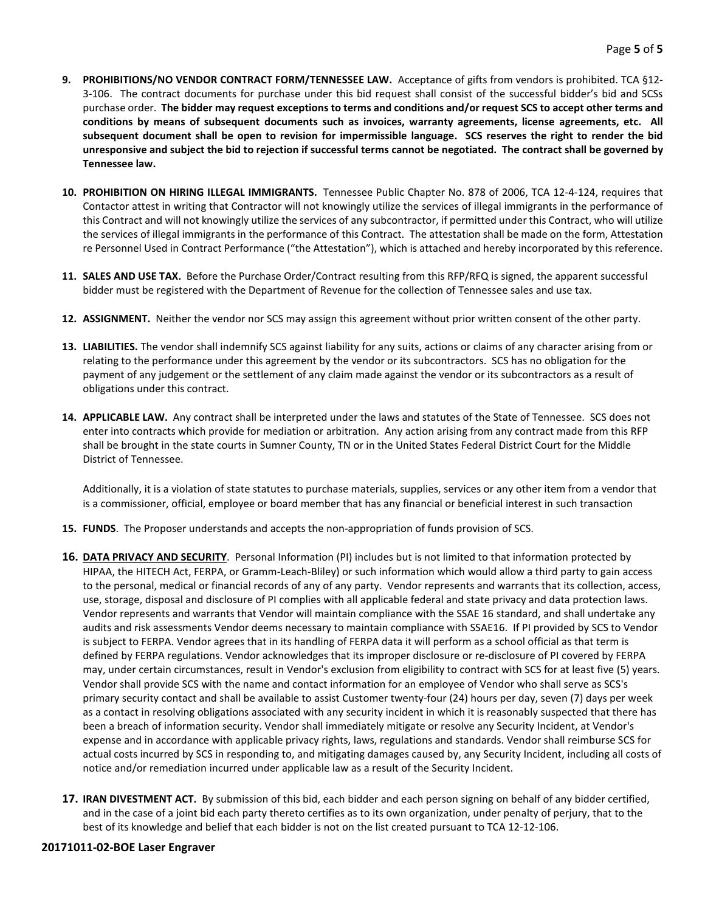9. **PROHIBITIONS/NO VENDOR CONTRACT FORM/TENNESSEE LAW.** Acceptance of gifts from vendors is prohibited. TCA §12-3-106. The contract documents for purchase under this bid request shall consist of the successful bidder's bid and SCSs purchase order. **The bidder may request exceptions to terms and conditions and/or request SCS to accept other terms and conditions by means of subsequent documents such as invoices, warranty agreements, license agreements, etc. All subsequent document shall be open to revision for impermissible language. SCS reserves the right to render the bid unresponsive and subject the bid to rejection if successful terms cannot be negotiated. The contract shall be governed by Tennessee law.**

10. **PROHIBITION ON HIRING ILLEGAL IMMIGRANTS.** Tennessee Public Chapter No. 878 of 2006, TCA 12-4-124, requires that Contactor attest in writing that Contractor will not knowingly utilize the services of illegal immigrants in the performance of this Contract and will not knowingly utilize the services of any subcontractor, if permitted under this Contract, who will utilize the services of illegal immigrants in the performance of this Contract. The attestation shall be made on the form, Attestation re Personnel Used in Contract Performance ("the Attestation"), which is attached and hereby incorporated by this reference.

11. **SALES AND USE TAX.** Before the Purchase Order/Contract resulting from this RFP/RFQ is signed, the apparent successful bidder must be registered with the Department of Revenue for the collection of Tennessee sales and use tax.

12. **ASSIGNMENT.** Neither the vendor nor SCS may assign this agreement without prior written consent of the other party.

13. **LIABILITIES.** The vendor shall indemnify SCS against liability for any suits, actions or claims of any character arising from or relating to the performance under this agreement by the vendor or its subcontractors. SCS has no obligation for the payment of any judgement or the settlement of any claim made against the vendor or its subcontractors as a result of obligations under this contract.

14. **APPLICABLE LAW.** Any contract shall be interpreted under the laws and statutes of the State of Tennessee. SCS does not enter into contracts which provide for mediation or arbitration. Any action arising from any contract made from this RFP shall be brought in the state courts in Sumner County, TN or in the United States Federal District Court for the Middle District of Tennessee.

    Additionally, it is a violation of state statutes to purchase materials, supplies, services or any other item from a vendor that is a commissioner, official, employee or board member that has any financial or beneficial interest in such transaction

15. **FUNDS**. The Proposer understands and accepts the non-appropriation of funds provision of SCS.

16. **<u>DATA PRIVACY AND SECURITY</u>**. Personal Information (PI) includes but is not limited to that information protected by HIPAA, the HITECH Act, FERPA, or Gramm-Leach-Bliley) or such information which would allow a third party to gain access to the personal, medical or financial records of any of any party. Vendor represents and warrants that its collection, access, use, storage, disposal and disclosure of PI complies with all applicable federal and state privacy and data protection laws. Vendor represents and warrants that Vendor will maintain compliance with the SSAE 16 standard, and shall undertake any audits and risk assessments Vendor deems necessary to maintain compliance with SSAE16. If PI provided by SCS to Vendor is subject to FERPA. Vendor agrees that in its handling of FERPA data it will perform as a school official as that term is defined by FERPA regulations. Vendor acknowledges that its improper disclosure or re-disclosure of PI covered by FERPA may, under certain circumstances, result in Vendor's exclusion from eligibility to contract with SCS for at least five (5) years. Vendor shall provide SCS with the name and contact information for an employee of Vendor who shall serve as SCS's primary security contact and shall be available to assist Customer twenty-four (24) hours per day, seven (7) days per week as a contact in resolving obligations associated with any security incident in which it is reasonably suspected that there has been a breach of information security. Vendor shall immediately mitigate or resolve any Security Incident, at Vendor's expense and in accordance with applicable privacy rights, laws, regulations and standards. Vendor shall reimburse SCS for actual costs incurred by SCS in responding to, and mitigating damages caused by, any Security Incident, including all costs of notice and/or remediation incurred under applicable law as a result of the Security Incident.

17. **IRAN DIVESTMENT ACT.** By submission of this bid, each bidder and each person signing on behalf of any bidder certified, and in the case of a joint bid each party thereto certifies as to its own organization, under penalty of perjury, that to the best of its knowledge and belief that each bidder is not on the list created pursuant to TCA 12-12-106.